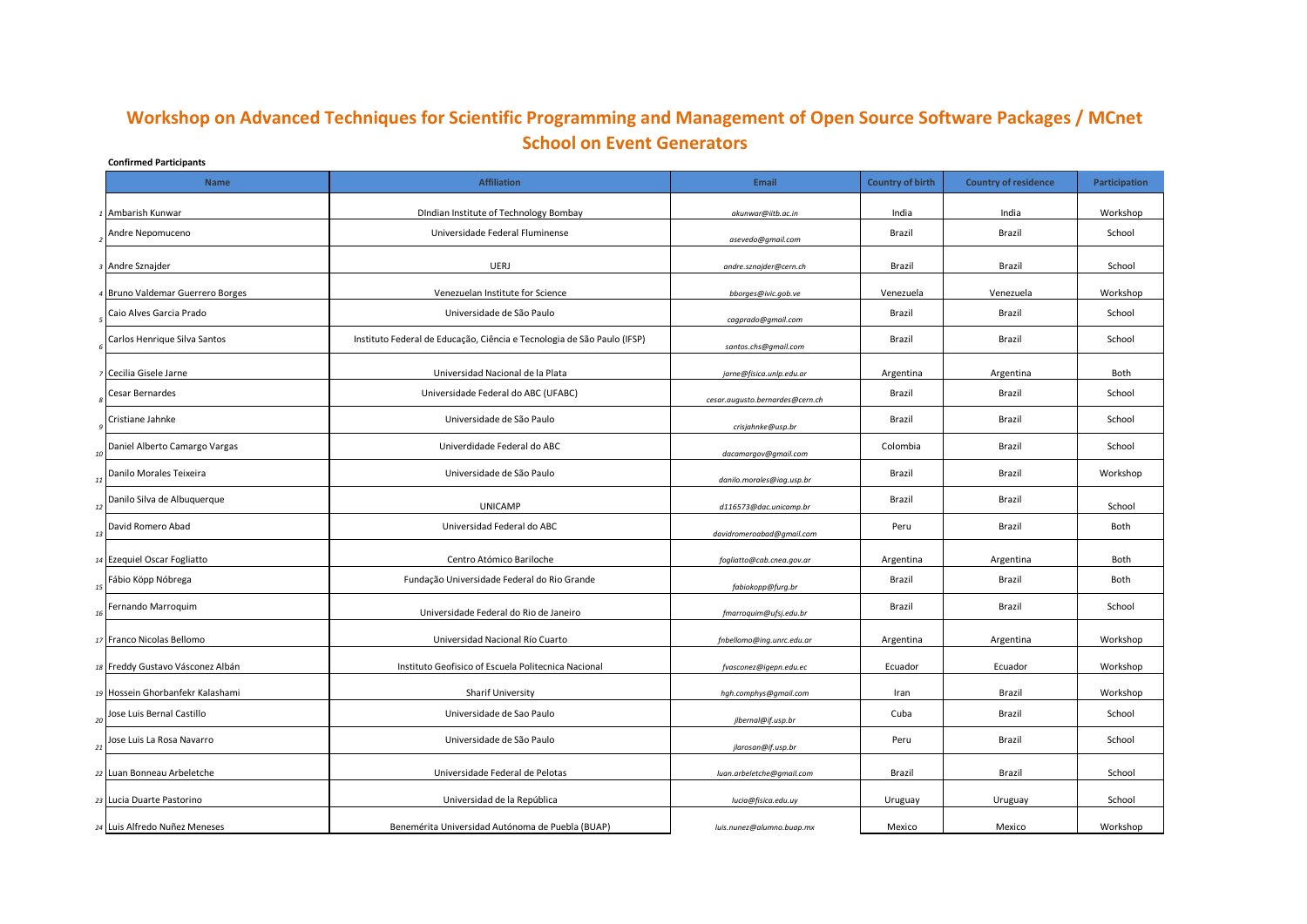# Workshop on Advanced Techniques for Scientific Programming and Management of Open Source Software Packages / MCnet School on Event Generators

**Confirmed Participants**

| | Name | Affiliation | Email | Country of birth | Country of residence | Participation |
|---|---|---|---|---|---|---|
| 1 | Ambarish Kunwar | DIndian Institute of Technology Bombay | akunwar@iitb.ac.in | India | India | Workshop |
| 2 | Andre Nepomuceno | Universidade Federal Fluminense | asevedo@gmail.com | Brazil | Brazil | School |
| 3 | Andre Sznajder | UERJ | andre.sznajder@cern.ch | Brazil | Brazil | School |
| 4 | Bruno Valdemar Guerrero Borges | Venezuelan Institute for Science | bborges@ivic.gob.ve | Venezuela | Venezuela | Workshop |
| 5 | Caio Alves Garcia Prado | Universidade de São Paulo | cagprado@gmail.com | Brazil | Brazil | School |
| 6 | Carlos Henrique Silva Santos | Instituto Federal de Educação, Ciência e Tecnologia de São Paulo (IFSP) | santos.chs@gmail.com | Brazil | Brazil | School |
| 7 | Cecilia Gisele Jarne | Universidad Nacional de la Plata | jarne@fisica.unlp.edu.ar | Argentina | Argentina | Both |
| 8 | Cesar Bernardes | Universidade Federal do ABC (UFABC) | cesar.augusto.bernardes@cern.ch | Brazil | Brazil | School |
| 9 | Cristiane Jahnke | Universidade de São Paulo | crisjahnke@usp.br | Brazil | Brazil | School |
| 10 | Daniel Alberto Camargo Vargas | Univerdidade Federal do ABC | dacamargov@gmail.com | Colombia | Brazil | School |
| 11 | Danilo Morales Teixeira | Universidade de São Paulo | danilo.morales@iag.usp.br | Brazil | Brazil | Workshop |
| 12 | Danilo Silva de Albuquerque | UNICAMP | d116573@dac.unicamp.br | Brazil | Brazil | School |
| 13 | David Romero Abad | Universidad Federal do ABC | davidromeroabad@gmail.com | Peru | Brazil | Both |
| 14 | Ezequiel Oscar Fogliatto | Centro Atómico Bariloche | fogliatto@cab.cnea.gov.ar | Argentina | Argentina | Both |
| 15 | Fábio Köpp Nóbrega | Fundação Universidade Federal do Rio Grande | fabiokopp@furg.br | Brazil | Brazil | Both |
| 16 | Fernando Marroquim | Universidade Federal do Rio de Janeiro | fmarroquim@ufsj.edu.br | Brazil | Brazil | School |
| 17 | Franco Nicolas Bellomo | Universidad Nacional Río Cuarto | fnbellomo@ing.unrc.edu.ar | Argentina | Argentina | Workshop |
| 18 | Freddy Gustavo Vásconez Albán | Instituto Geofisico of Escuela Politecnica Nacional | fvasconez@igepn.edu.ec | Ecuador | Ecuador | Workshop |
| 19 | Hossein Ghorbanfekr Kalashami | Sharif University | hgh.comphys@gmail.com | Iran | Brazil | Workshop |
| 20 | Jose Luis Bernal Castillo | Universidade de Sao Paulo | jlbernal@if.usp.br | Cuba | Brazil | School |
| 21 | Jose Luis La Rosa Navarro | Universidade de São Paulo | jlarosan@if.usp.br | Peru | Brazil | School |
| 22 | Luan Bonneau Arbeletche | Universidade Federal de Pelotas | luan.arbeletche@gmail.com | Brazil | Brazil | School |
| 23 | Lucia Duarte Pastorino | Universidad de la República | lucia@fisica.edu.uy | Uruguay | Uruguay | School |
| 24 | Luis Alfredo Nuñez Meneses | Benemérita Universidad Autónoma de Puebla (BUAP) | luis.nunez@alumno.buap.mx | Mexico | Mexico | Workshop |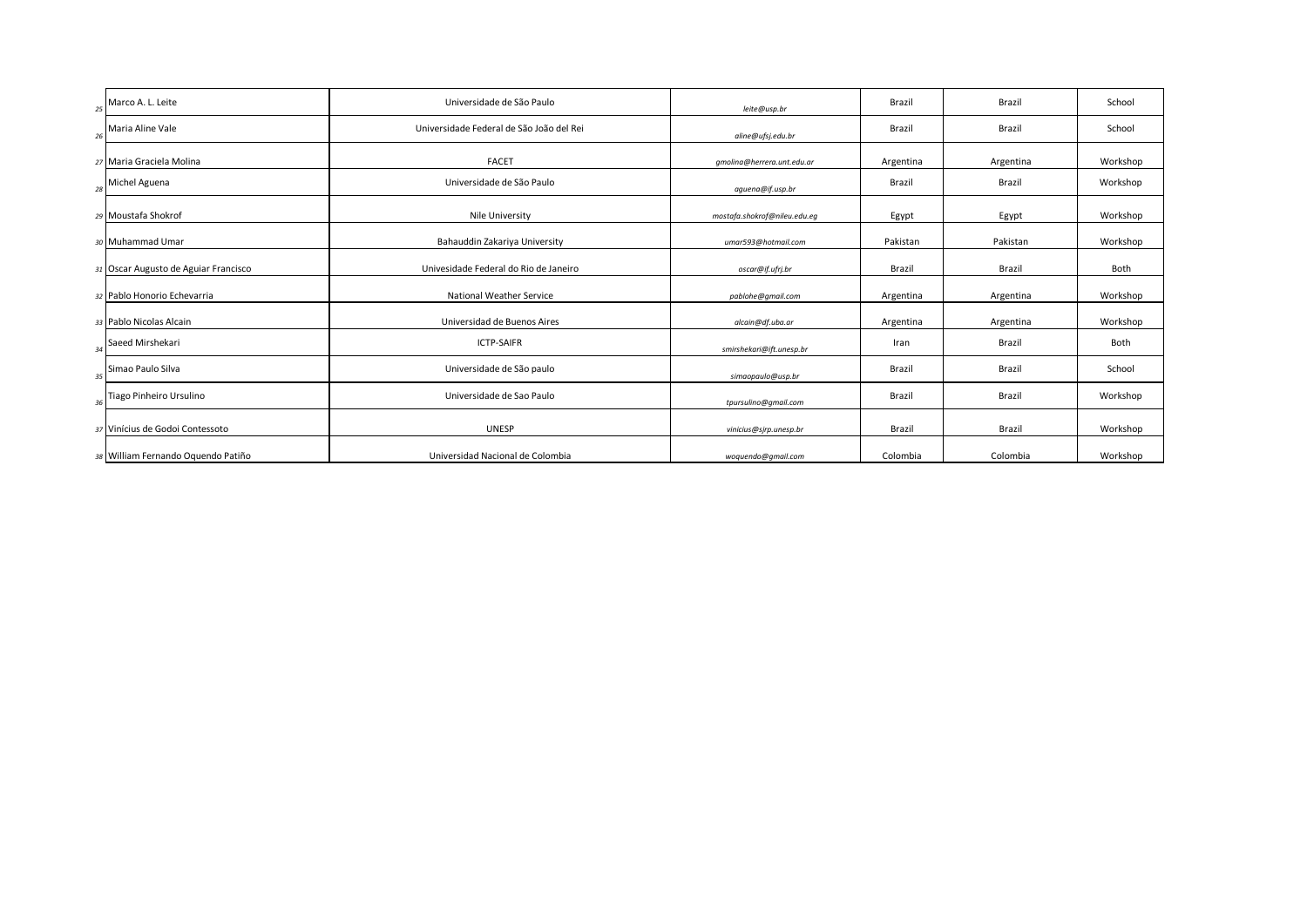| | | | | | | |
|---|---|---|---|---|---|---|
| 25 | Marco A. L. Leite | Universidade de São Paulo | *leite@usp.br* | Brazil | Brazil | School |
| 26 | Maria Aline Vale | Universidade Federal de São João del Rei | *aline@ufsj.edu.br* | Brazil | Brazil | School |
| 27 | Maria Graciela Molina | FACET | *gmolina@herrera.unt.edu.ar* | Argentina | Argentina | Workshop |
| 28 | Michel Aguena | Universidade de São Paulo | *aguena@if.usp.br* | Brazil | Brazil | Workshop |
| 29 | Moustafa Shokrof | Nile University | *mostafa.shokrof@nileu.edu.eg* | Egypt | Egypt | Workshop |
| 30 | Muhammad Umar | Bahauddin Zakariya University | *umar593@hotmail.com* | Pakistan | Pakistan | Workshop |
| 31 | Oscar Augusto de Aguiar Francisco | Univesidade Federal do Rio de Janeiro | *oscar@if.ufrj.br* | Brazil | Brazil | Both |
| 32 | Pablo Honorio Echevarria | National Weather Service | *pablohe@gmail.com* | Argentina | Argentina | Workshop |
| 33 | Pablo Nicolas Alcain | Universidad de Buenos Aires | *alcain@df.uba.ar* | Argentina | Argentina | Workshop |
| 34 | Saeed Mirshekari | ICTP-SAIFR | *smirshekari@ift.unesp.br* | Iran | Brazil | Both |
| 35 | Simao Paulo Silva | Universidade de São paulo | *simaopaulo@usp.br* | Brazil | Brazil | School |
| 36 | Tiago Pinheiro Ursulino | Universidade de Sao Paulo | *tpursulino@gmail.com* | Brazil | Brazil | Workshop |
| 37 | Vinícius de Godoi Contessoto | UNESP | *vinicius@sjrp.unesp.br* | Brazil | Brazil | Workshop |
| 38 | William Fernando Oquendo Patiño | Universidad Nacional de Colombia | *woquendo@gmail.com* | Colombia | Colombia | Workshop |